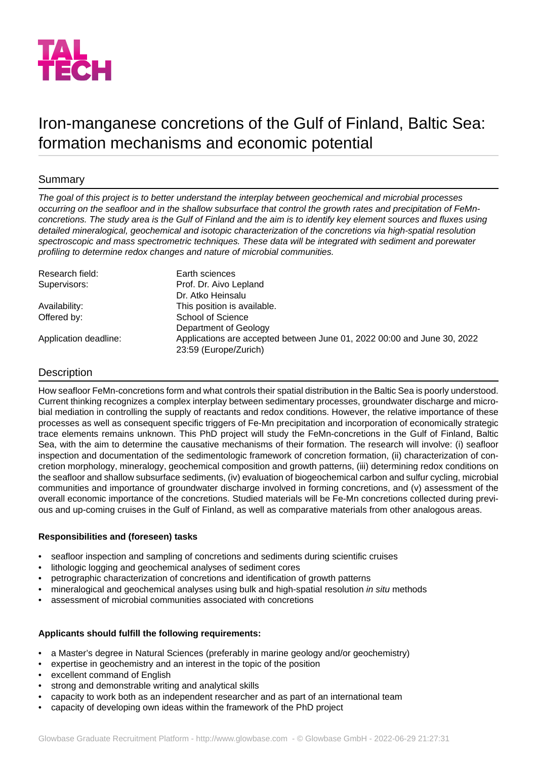TAL TECH

# Iron-manganese concretions of the Gulf of Finland, Baltic Sea: formation mechanisms and economic potential

## Summary

*The goal of this project is to better understand the interplay between geochemical and microbial processes occurring on the seafloor and in the shallow subsurface that control the growth rates and precipitation of FeMn-concretions. The study area is the Gulf of Finland and the aim is to identify key element sources and fluxes using detailed mineralogical, geochemical and isotopic characterization of the concretions via high-spatial resolution spectroscopic and mass spectrometric techniques. These data will be integrated with sediment and porewater profiling to determine redox changes and nature of microbial communities.*

| | |
|---|---|
| Research field: | Earth sciences |
| Supervisors: | Prof. Dr. Aivo Lepland<br>Dr. Atko Heinsalu |
| Availability: | This position is available. |
| Offered by: | School of Science<br>Department of Geology |
| Application deadline: | Applications are accepted between June 01, 2022 00:00 and June 30, 2022 23:59 (Europe/Zurich) |

## Description

How seafloor FeMn-concretions form and what controls their spatial distribution in the Baltic Sea is poorly understood. Current thinking recognizes a complex interplay between sedimentary processes, groundwater discharge and microbial mediation in controlling the supply of reactants and redox conditions. However, the relative importance of these processes as well as consequent specific triggers of Fe-Mn precipitation and incorporation of economically strategic trace elements remains unknown. This PhD project will study the FeMn-concretions in the Gulf of Finland, Baltic Sea, with the aim to determine the causative mechanisms of their formation. The research will involve: (i) seafloor inspection and documentation of the sedimentologic framework of concretion formation, (ii) characterization of concretion morphology, mineralogy, geochemical composition and growth patterns, (iii) determining redox conditions on the seafloor and shallow subsurface sediments, (iv) evaluation of biogeochemical carbon and sulfur cycling, microbial communities and importance of groundwater discharge involved in forming concretions, and (v) assessment of the overall economic importance of the concretions. Studied materials will be Fe-Mn concretions collected during previous and up-coming cruises in the Gulf of Finland, as well as comparative materials from other analogous areas.

**Responsibilities and (foreseen) tasks**

- seafloor inspection and sampling of concretions and sediments during scientific cruises
- lithologic logging and geochemical analyses of sediment cores
- petrographic characterization of concretions and identification of growth patterns
- mineralogical and geochemical analyses using bulk and high-spatial resolution *in situ* methods
- assessment of microbial communities associated with concretions

**Applicants should fulfill the following requirements:**

- a Master's degree in Natural Sciences (preferably in marine geology and/or geochemistry)
- expertise in geochemistry and an interest in the topic of the position
- excellent command of English
- strong and demonstrable writing and analytical skills
- capacity to work both as an independent researcher and as part of an international team
- capacity of developing own ideas within the framework of the PhD project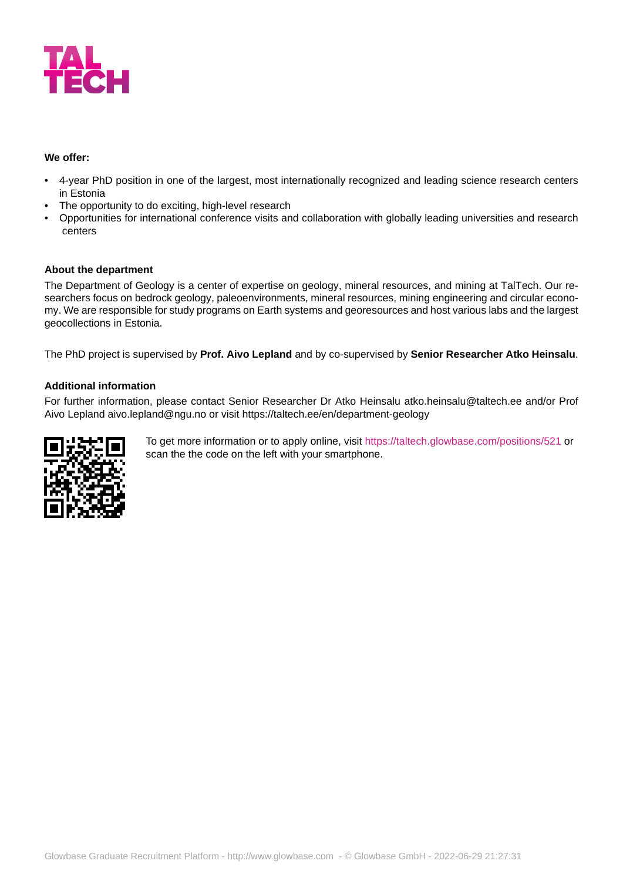**We offer:**

- 4-year PhD position in one of the largest, most internationally recognized and leading science research centers in Estonia
- The opportunity to do exciting, high-level research
- Opportunities for international conference visits and collaboration with globally leading universities and research centers

**About the department**

The Department of Geology is a center of expertise on geology, mineral resources, and mining at TalTech. Our researchers focus on bedrock geology, paleoenvironments, mineral resources, mining engineering and circular economy. We are responsible for study programs on Earth systems and georesources and host various labs and the largest geocollections in Estonia.

The PhD project is supervised by **Prof. Aivo Lepland** and by co-supervised by **Senior Researcher Atko Heinsalu**.

**Additional information**

For further information, please contact Senior Researcher Dr Atko Heinsalu atko.heinsalu@taltech.ee and/or Prof Aivo Lepland aivo.lepland@ngu.no or visit https://taltech.ee/en/department-geology

To get more information or to apply online, visit https://taltech.glowbase.com/positions/521 or scan the the code on the left with your smartphone.